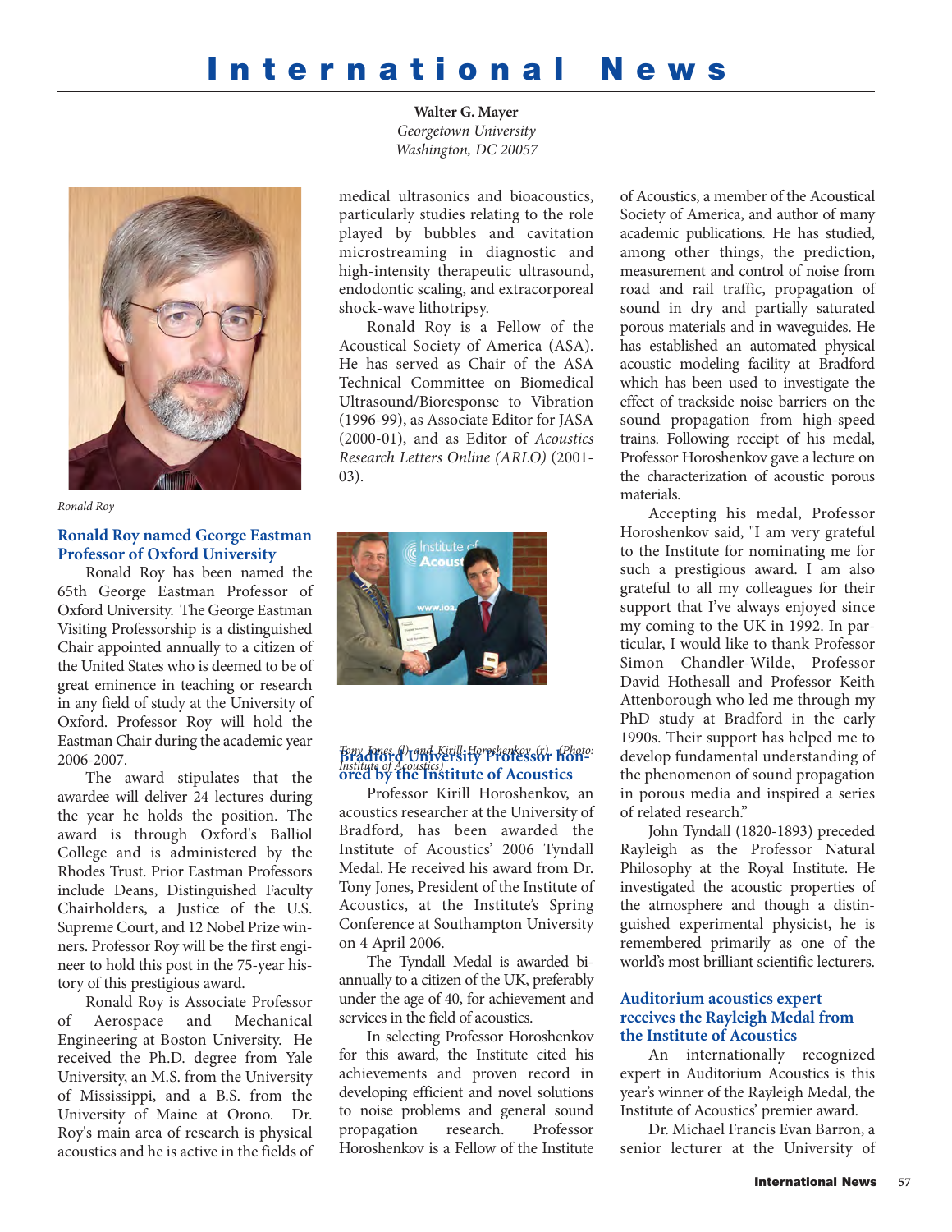# International News

**Walter G. Mayer**
*Georgetown University*
*Washington, DC 20057*

*Ronald Roy*

### Ronald Roy named George Eastman Professor of Oxford University

Ronald Roy has been named the 65th George Eastman Professor of Oxford University. The George Eastman Visiting Professorship is a distinguished Chair appointed annually to a citizen of the United States who is deemed to be of great eminence in teaching or research in any field of study at the University of Oxford. Professor Roy will hold the Eastman Chair during the academic year 2006-2007.

The award stipulates that the awardee will deliver 24 lectures during the year he holds the position. The award is through Oxford's Balliol College and is administered by the Rhodes Trust. Prior Eastman Professors include Deans, Distinguished Faculty Chairholders, a Justice of the U.S. Supreme Court, and 12 Nobel Prize winners. Professor Roy will be the first engineer to hold this post in the 75-year history of this prestigious award.

Ronald Roy is Associate Professor of Aerospace and Mechanical Engineering at Boston University. He received the Ph.D. degree from Yale University, an M.S. from the University of Mississippi, and a B.S. from the University of Maine at Orono. Dr. Roy's main area of research is physical acoustics and he is active in the fields of medical ultrasonics and bioacoustics, particularly studies relating to the role played by bubbles and cavitation microstreaming in diagnostic and high-intensity therapeutic ultrasound, endodontic scaling, and extracorporeal shock-wave lithotripsy.

Ronald Roy is a Fellow of the Acoustical Society of America (ASA). He has served as Chair of the ASA Technical Committee on Biomedical Ultrasound/Bioresponse to Vibration (1996-99), as Associate Editor for JASA (2000-01), and as Editor of *Acoustics Research Letters Online (ARLO)* (2001-03).

*Tony Jones (l) and Kirill Horoshenkov (r). (Photo: Institute of Acoustics)*

### Bradford University Professor honored by the Institute of Acoustics

Professor Kirill Horoshenkov, an acoustics researcher at the University of Bradford, has been awarded the Institute of Acoustics' 2006 Tyndall Medal. He received his award from Dr. Tony Jones, President of the Institute of Acoustics, at the Institute's Spring Conference at Southampton University on 4 April 2006.

The Tyndall Medal is awarded biannually to a citizen of the UK, preferably under the age of 40, for achievement and services in the field of acoustics.

In selecting Professor Horoshenkov for this award, the Institute cited his achievements and proven record in developing efficient and novel solutions to noise problems and general sound propagation research. Professor Horoshenkov is a Fellow of the Institute of Acoustics, a member of the Acoustical Society of America, and author of many academic publications. He has studied, among other things, the prediction, measurement and control of noise from road and rail traffic, propagation of sound in dry and partially saturated porous materials and in waveguides. He has established an automated physical acoustic modeling facility at Bradford which has been used to investigate the effect of trackside noise barriers on the sound propagation from high-speed trains. Following receipt of his medal, Professor Horoshenkov gave a lecture on the characterization of acoustic porous materials.

Accepting his medal, Professor Horoshenkov said, "I am very grateful to the Institute for nominating me for such a prestigious award. I am also grateful to all my colleagues for their support that I've always enjoyed since my coming to the UK in 1992. In particular, I would like to thank Professor Simon Chandler-Wilde, Professor David Hothesall and Professor Keith Attenborough who led me through my PhD study at Bradford in the early 1990s. Their support has helped me to develop fundamental understanding of the phenomenon of sound propagation in porous media and inspired a series of related research."

John Tyndall (1820-1893) preceded Rayleigh as the Professor Natural Philosophy at the Royal Institute. He investigated the acoustic properties of the atmosphere and though a distinguished experimental physicist, he is remembered primarily as one of the world's most brilliant scientific lecturers.

### Auditorium acoustics expert receives the Rayleigh Medal from the Institute of Acoustics

An internationally recognized expert in Auditorium Acoustics is this year's winner of the Rayleigh Medal, the Institute of Acoustics' premier award.

Dr. Michael Francis Evan Barron, a senior lecturer at the University of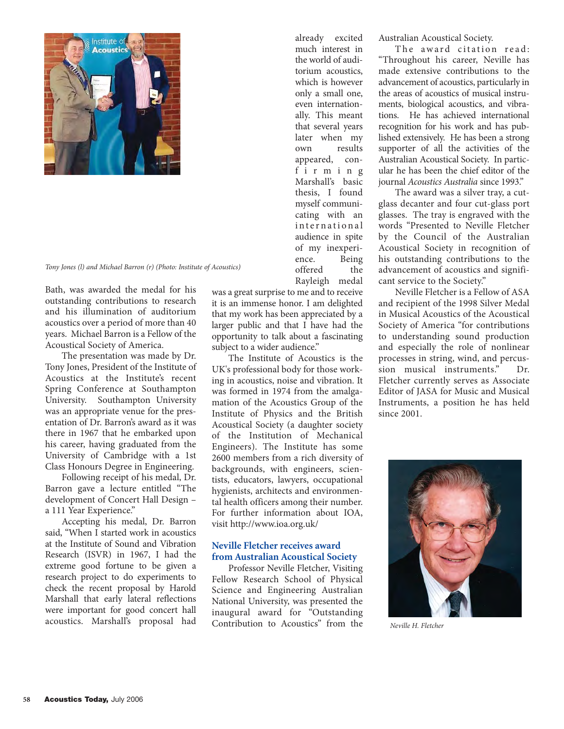Tony Jones (l) and Michael Barron (r) (Photo: Institute of Acoustics)

Bath, was awarded the medal for his outstanding contributions to research and his illumination of auditorium acoustics over a period of more than 40 years. Michael Barron is a Fellow of the Acoustical Society of America.

The presentation was made by Dr. Tony Jones, President of the Institute of Acoustics at the Institute's recent Spring Conference at Southampton University. Southampton University was an appropriate venue for the presentation of Dr. Barron's award as it was there in 1967 that he embarked upon his career, having graduated from the University of Cambridge with a 1st Class Honours Degree in Engineering.

Following receipt of his medal, Dr. Barron gave a lecture entitled "The development of Concert Hall Design – a 111 Year Experience."

Accepting his medal, Dr. Barron said, "When I started work in acoustics at the Institute of Sound and Vibration Research (ISVR) in 1967, I had the extreme good fortune to be given a research project to do experiments to check the recent proposal by Harold Marshall that early lateral reflections were important for good concert hall acoustics. Marshall's proposal had already excited much interest in the world of auditorium acoustics, which is however only a small one, even internationally. This meant that several years later when my own results appeared, confirming Marshall's basic thesis, I found myself communicating with an international audience in spite of my inexperience. Being offered the Rayleigh medal was a great surprise to me and to receive it is an immense honor. I am delighted that my work has been appreciated by a larger public and that I have had the opportunity to talk about a fascinating subject to a wider audience."

The Institute of Acoustics is the UK's professional body for those working in acoustics, noise and vibration. It was formed in 1974 from the amalgamation of the Acoustics Group of the Institute of Physics and the British Acoustical Society (a daughter society of the Institution of Mechanical Engineers). The Institute has some 2600 members from a rich diversity of backgrounds, with engineers, scientists, educators, lawyers, occupational hygienists, architects and environmental health officers among their number. For further information about IOA, visit http://www.ioa.org.uk/

### Neville Fletcher receives award from Australian Acoustical Society

Professor Neville Fletcher, Visiting Fellow Research School of Physical Science and Engineering Australian National University, was presented the inaugural award for "Outstanding Contribution to Acoustics" from the Australian Acoustical Society.

The award citation read: "Throughout his career, Neville has made extensive contributions to the advancement of acoustics, particularly in the areas of acoustics of musical instruments, biological acoustics, and vibrations. He has achieved international recognition for his work and has published extensively. He has been a strong supporter of all the activities of the Australian Acoustical Society. In particular he has been the chief editor of the journal *Acoustics Australia* since 1993."

The award was a silver tray, a cut-glass decanter and four cut-glass port glasses. The tray is engraved with the words "Presented to Neville Fletcher by the Council of the Australian Acoustical Society in recognition of his outstanding contributions to the advancement of acoustics and significant service to the Society."

Neville Fletcher is a Fellow of ASA and recipient of the 1998 Silver Medal in Musical Acoustics of the Acoustical Society of America "for contributions to understanding sound production and especially the role of nonlinear processes in string, wind, and percussion musical instruments." Dr. Fletcher currently serves as Associate Editor of JASA for Music and Musical Instruments, a position he has held since 2001.

*Neville H. Fletcher*